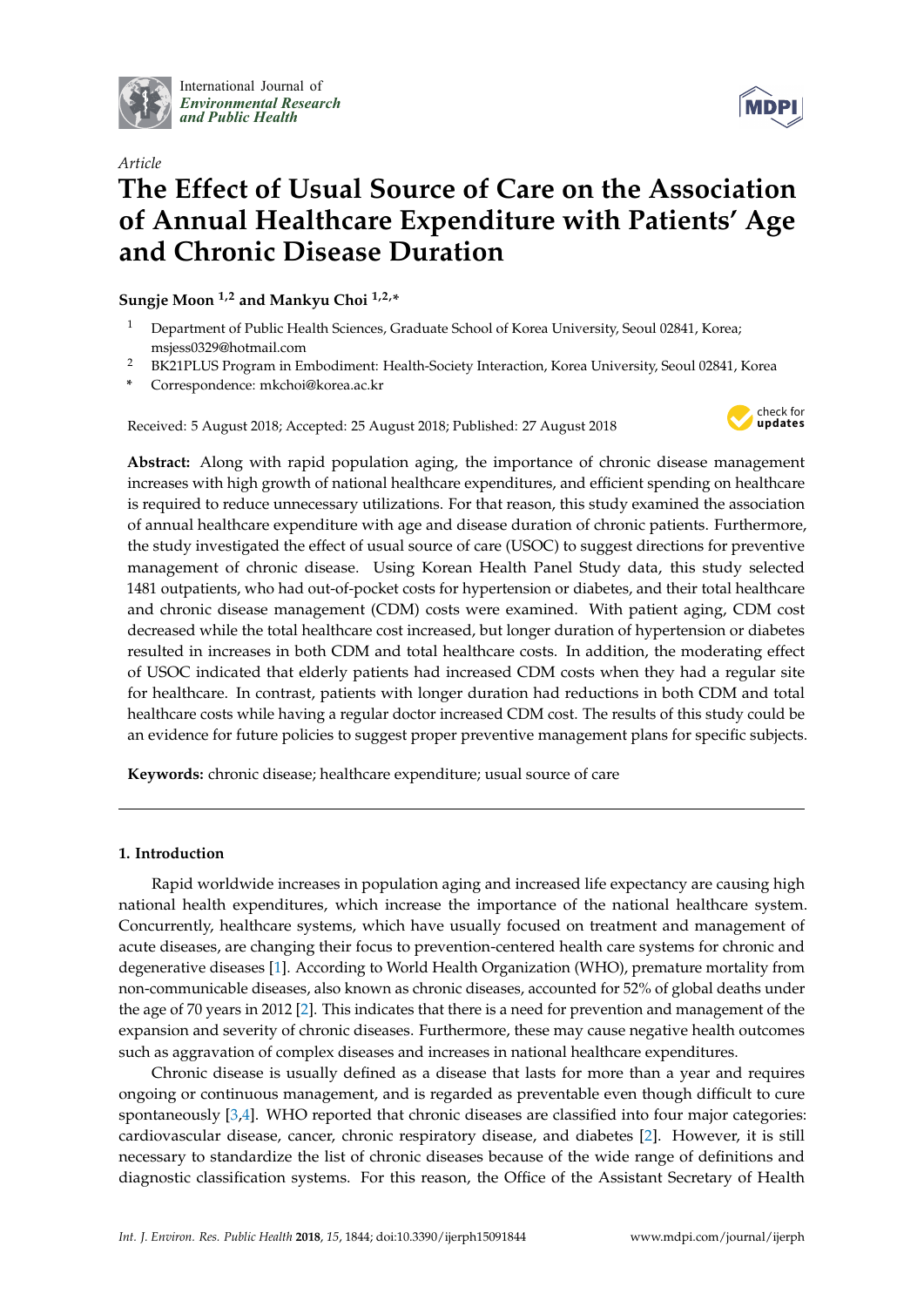*Article*

# The Effect of Usual Source of Care on the Association of Annual Healthcare Expenditure with Patients' Age and Chronic Disease Duration

**Sungje Moon [1,2] and Mankyu Choi [1,2,*]**

[1] Department of Public Health Sciences, Graduate School of Korea University, Seoul 02841, Korea; msjess0329@hotmail.com

[2] BK21PLUS Program in Embodiment: Health-Society Interaction, Korea University, Seoul 02841, Korea

\* Correspondence: mkchoi@korea.ac.kr

Received: 5 August 2018; Accepted: 25 August 2018; Published: 27 August 2018

**Abstract:** Along with rapid population aging, the importance of chronic disease management increases with high growth of national healthcare expenditures, and efficient spending on healthcare is required to reduce unnecessary utilizations. For that reason, this study examined the association of annual healthcare expenditure with age and disease duration of chronic patients. Furthermore, the study investigated the effect of usual source of care (USOC) to suggest directions for preventive management of chronic disease. Using Korean Health Panel Study data, this study selected 1481 outpatients, who had out-of-pocket costs for hypertension or diabetes, and their total healthcare and chronic disease management (CDM) costs were examined. With patient aging, CDM cost decreased while the total healthcare cost increased, but longer duration of hypertension or diabetes resulted in increases in both CDM and total healthcare costs. In addition, the moderating effect of USOC indicated that elderly patients had increased CDM costs when they had a regular site for healthcare. In contrast, patients with longer duration had reductions in both CDM and total healthcare costs while having a regular doctor increased CDM cost. The results of this study could be an evidence for future policies to suggest proper preventive management plans for specific subjects.

**Keywords:** chronic disease; healthcare expenditure; usual source of care

## 1. Introduction

Rapid worldwide increases in population aging and increased life expectancy are causing high national health expenditures, which increase the importance of the national healthcare system. Concurrently, healthcare systems, which have usually focused on treatment and management of acute diseases, are changing their focus to prevention-centered health care systems for chronic and degenerative diseases [1]. According to World Health Organization (WHO), premature mortality from non-communicable diseases, also known as chronic diseases, accounted for 52% of global deaths under the age of 70 years in 2012 [2]. This indicates that there is a need for prevention and management of the expansion and severity of chronic diseases. Furthermore, these may cause negative health outcomes such as aggravation of complex diseases and increases in national healthcare expenditures.

Chronic disease is usually defined as a disease that lasts for more than a year and requires ongoing or continuous management, and is regarded as preventable even though difficult to cure spontaneously [3,4]. WHO reported that chronic diseases are classified into four major categories: cardiovascular disease, cancer, chronic respiratory disease, and diabetes [2]. However, it is still necessary to standardize the list of chronic diseases because of the wide range of definitions and diagnostic classification systems. For this reason, the Office of the Assistant Secretary of Health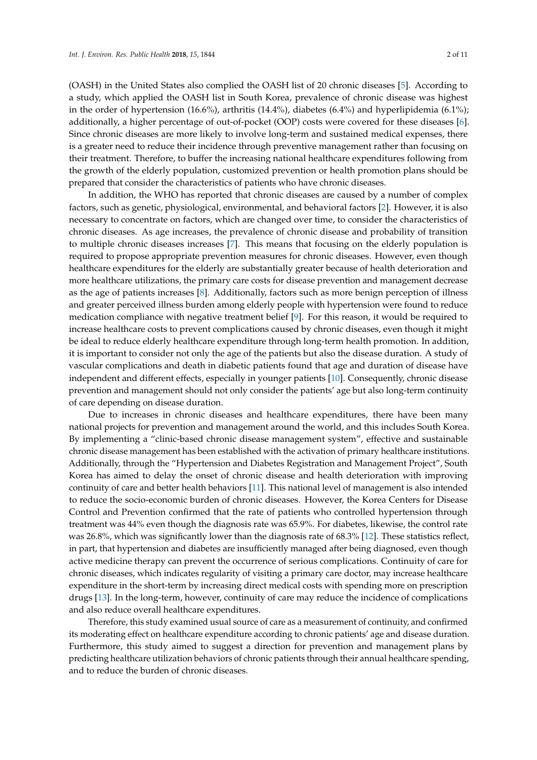(OASH) in the United States also complied the OASH list of 20 chronic diseases [5]. According to a study, which applied the OASH list in South Korea, prevalence of chronic disease was highest in the order of hypertension (16.6%), arthritis (14.4%), diabetes (6.4%) and hyperlipidemia (6.1%); additionally, a higher percentage of out-of-pocket (OOP) costs were covered for these diseases [6]. Since chronic diseases are more likely to involve long-term and sustained medical expenses, there is a greater need to reduce their incidence through preventive management rather than focusing on their treatment. Therefore, to buffer the increasing national healthcare expenditures following from the growth of the elderly population, customized prevention or health promotion plans should be prepared that consider the characteristics of patients who have chronic diseases.

In addition, the WHO has reported that chronic diseases are caused by a number of complex factors, such as genetic, physiological, environmental, and behavioral factors [2]. However, it is also necessary to concentrate on factors, which are changed over time, to consider the characteristics of chronic diseases. As age increases, the prevalence of chronic disease and probability of transition to multiple chronic diseases increases [7]. This means that focusing on the elderly population is required to propose appropriate prevention measures for chronic diseases. However, even though healthcare expenditures for the elderly are substantially greater because of health deterioration and more healthcare utilizations, the primary care costs for disease prevention and management decrease as the age of patients increases [8]. Additionally, factors such as more benign perception of illness and greater perceived illness burden among elderly people with hypertension were found to reduce medication compliance with negative treatment belief [9]. For this reason, it would be required to increase healthcare costs to prevent complications caused by chronic diseases, even though it might be ideal to reduce elderly healthcare expenditure through long-term health promotion. In addition, it is important to consider not only the age of the patients but also the disease duration. A study of vascular complications and death in diabetic patients found that age and duration of disease have independent and different effects, especially in younger patients [10]. Consequently, chronic disease prevention and management should not only consider the patients' age but also long-term continuity of care depending on disease duration.

Due to increases in chronic diseases and healthcare expenditures, there have been many national projects for prevention and management around the world, and this includes South Korea. By implementing a "clinic-based chronic disease management system", effective and sustainable chronic disease management has been established with the activation of primary healthcare institutions. Additionally, through the "Hypertension and Diabetes Registration and Management Project", South Korea has aimed to delay the onset of chronic disease and health deterioration with improving continuity of care and better health behaviors [11]. This national level of management is also intended to reduce the socio-economic burden of chronic diseases. However, the Korea Centers for Disease Control and Prevention confirmed that the rate of patients who controlled hypertension through treatment was 44% even though the diagnosis rate was 65.9%. For diabetes, likewise, the control rate was 26.8%, which was significantly lower than the diagnosis rate of 68.3% [12]. These statistics reflect, in part, that hypertension and diabetes are insufficiently managed after being diagnosed, even though active medicine therapy can prevent the occurrence of serious complications. Continuity of care for chronic diseases, which indicates regularity of visiting a primary care doctor, may increase healthcare expenditure in the short-term by increasing direct medical costs with spending more on prescription drugs [13]. In the long-term, however, continuity of care may reduce the incidence of complications and also reduce overall healthcare expenditures.

Therefore, this study examined usual source of care as a measurement of continuity, and confirmed its moderating effect on healthcare expenditure according to chronic patients' age and disease duration. Furthermore, this study aimed to suggest a direction for prevention and management plans by predicting healthcare utilization behaviors of chronic patients through their annual healthcare spending, and to reduce the burden of chronic diseases.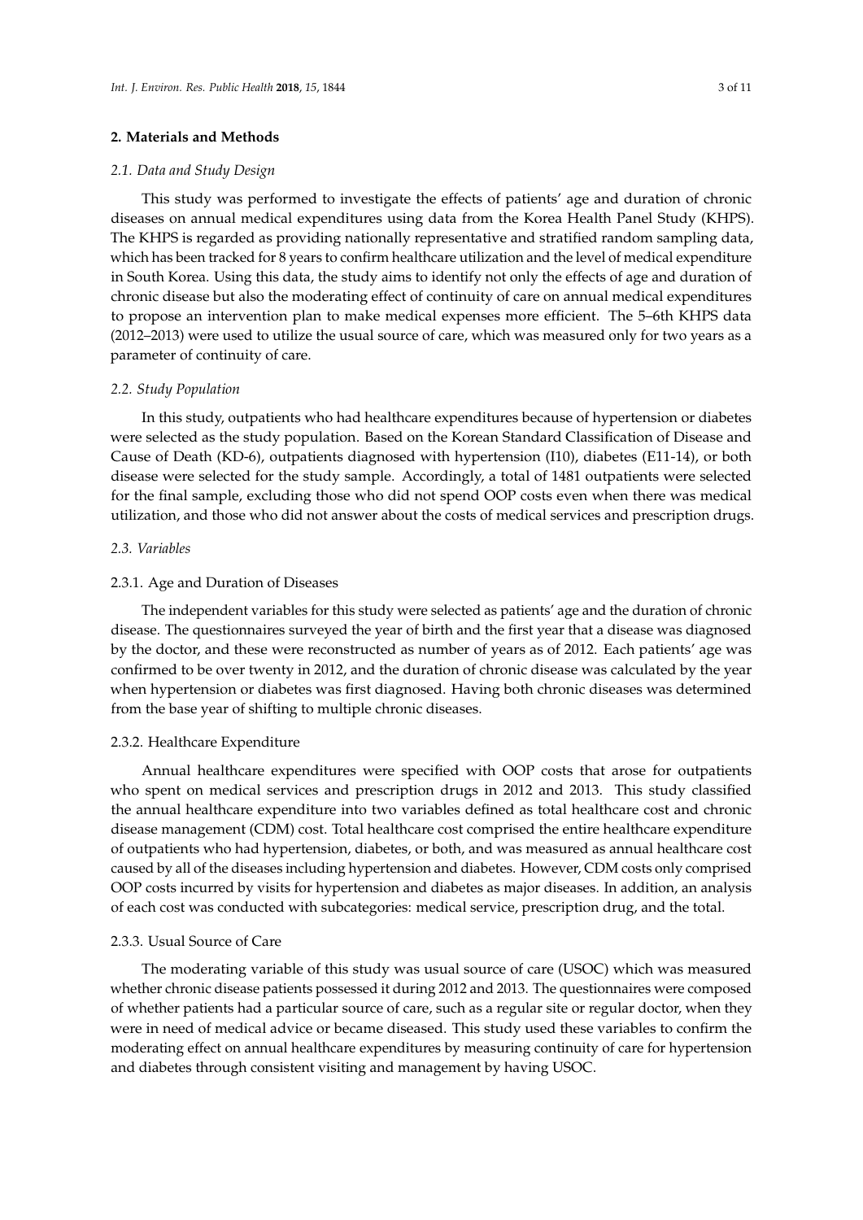## 2. Materials and Methods

### *2.1. Data and Study Design*

This study was performed to investigate the effects of patients' age and duration of chronic diseases on annual medical expenditures using data from the Korea Health Panel Study (KHPS). The KHPS is regarded as providing nationally representative and stratified random sampling data, which has been tracked for 8 years to confirm healthcare utilization and the level of medical expenditure in South Korea. Using this data, the study aims to identify not only the effects of age and duration of chronic disease but also the moderating effect of continuity of care on annual medical expenditures to propose an intervention plan to make medical expenses more efficient. The 5–6th KHPS data (2012–2013) were used to utilize the usual source of care, which was measured only for two years as a parameter of continuity of care.

### *2.2. Study Population*

In this study, outpatients who had healthcare expenditures because of hypertension or diabetes were selected as the study population. Based on the Korean Standard Classification of Disease and Cause of Death (KD-6), outpatients diagnosed with hypertension (I10), diabetes (E11-14), or both disease were selected for the study sample. Accordingly, a total of 1481 outpatients were selected for the final sample, excluding those who did not spend OOP costs even when there was medical utilization, and those who did not answer about the costs of medical services and prescription drugs.

### *2.3. Variables*

#### 2.3.1. Age and Duration of Diseases

The independent variables for this study were selected as patients' age and the duration of chronic disease. The questionnaires surveyed the year of birth and the first year that a disease was diagnosed by the doctor, and these were reconstructed as number of years as of 2012. Each patients' age was confirmed to be over twenty in 2012, and the duration of chronic disease was calculated by the year when hypertension or diabetes was first diagnosed. Having both chronic diseases was determined from the base year of shifting to multiple chronic diseases.

#### 2.3.2. Healthcare Expenditure

Annual healthcare expenditures were specified with OOP costs that arose for outpatients who spent on medical services and prescription drugs in 2012 and 2013. This study classified the annual healthcare expenditure into two variables defined as total healthcare cost and chronic disease management (CDM) cost. Total healthcare cost comprised the entire healthcare expenditure of outpatients who had hypertension, diabetes, or both, and was measured as annual healthcare cost caused by all of the diseases including hypertension and diabetes. However, CDM costs only comprised OOP costs incurred by visits for hypertension and diabetes as major diseases. In addition, an analysis of each cost was conducted with subcategories: medical service, prescription drug, and the total.

#### 2.3.3. Usual Source of Care

The moderating variable of this study was usual source of care (USOC) which was measured whether chronic disease patients possessed it during 2012 and 2013. The questionnaires were composed of whether patients had a particular source of care, such as a regular site or regular doctor, when they were in need of medical advice or became diseased. This study used these variables to confirm the moderating effect on annual healthcare expenditures by measuring continuity of care for hypertension and diabetes through consistent visiting and management by having USOC.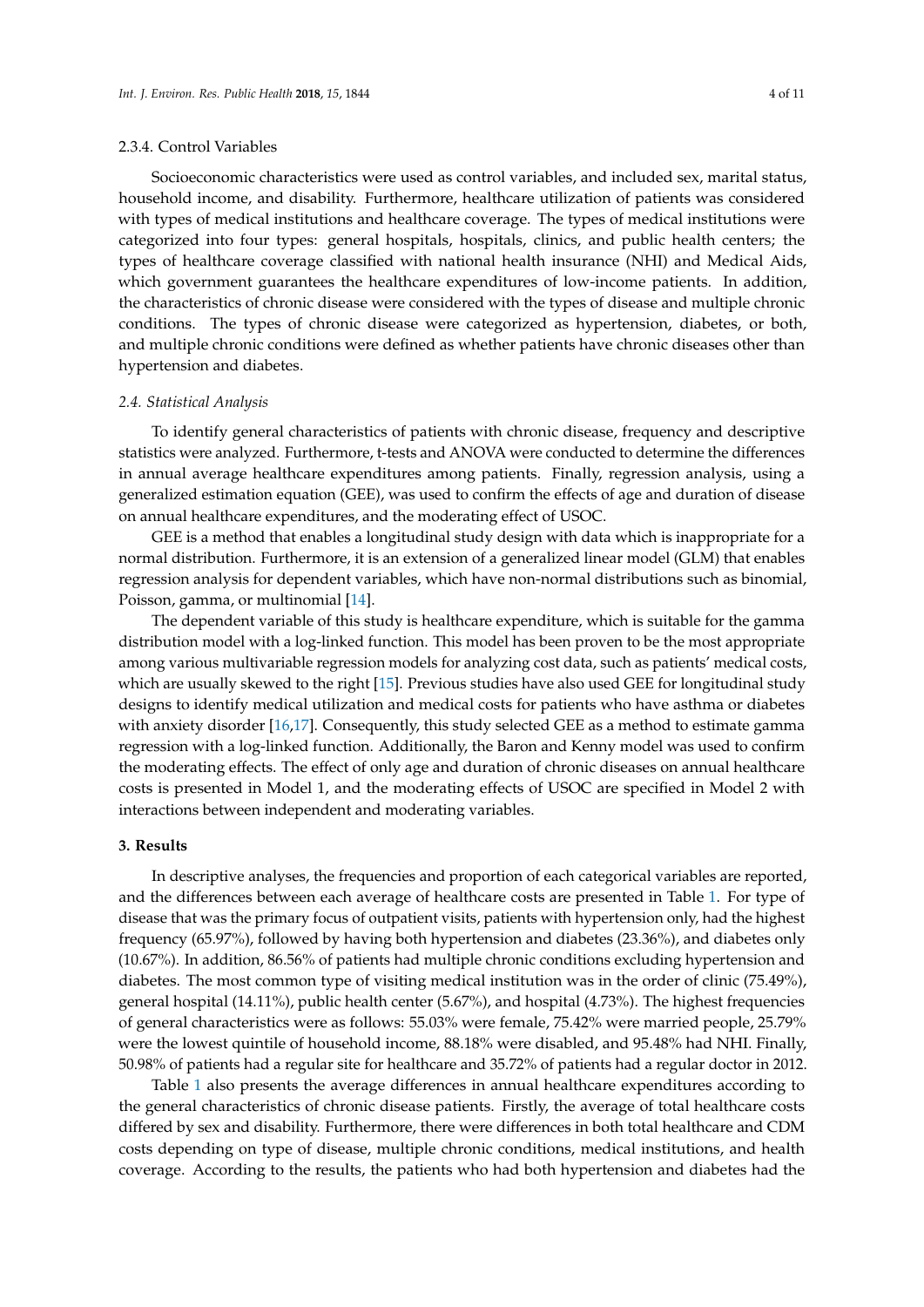#### 2.3.4. Control Variables

Socioeconomic characteristics were used as control variables, and included sex, marital status, household income, and disability. Furthermore, healthcare utilization of patients was considered with types of medical institutions and healthcare coverage. The types of medical institutions were categorized into four types: general hospitals, hospitals, clinics, and public health centers; the types of healthcare coverage classified with national health insurance (NHI) and Medical Aids, which government guarantees the healthcare expenditures of low-income patients. In addition, the characteristics of chronic disease were considered with the types of disease and multiple chronic conditions. The types of chronic disease were categorized as hypertension, diabetes, or both, and multiple chronic conditions were defined as whether patients have chronic diseases other than hypertension and diabetes.

### *2.4. Statistical Analysis*

To identify general characteristics of patients with chronic disease, frequency and descriptive statistics were analyzed. Furthermore, t-tests and ANOVA were conducted to determine the differences in annual average healthcare expenditures among patients. Finally, regression analysis, using a generalized estimation equation (GEE), was used to confirm the effects of age and duration of disease on annual healthcare expenditures, and the moderating effect of USOC.

GEE is a method that enables a longitudinal study design with data which is inappropriate for a normal distribution. Furthermore, it is an extension of a generalized linear model (GLM) that enables regression analysis for dependent variables, which have non-normal distributions such as binomial, Poisson, gamma, or multinomial [14].

The dependent variable of this study is healthcare expenditure, which is suitable for the gamma distribution model with a log-linked function. This model has been proven to be the most appropriate among various multivariable regression models for analyzing cost data, such as patients' medical costs, which are usually skewed to the right [15]. Previous studies have also used GEE for longitudinal study designs to identify medical utilization and medical costs for patients who have asthma or diabetes with anxiety disorder [16,17]. Consequently, this study selected GEE as a method to estimate gamma regression with a log-linked function. Additionally, the Baron and Kenny model was used to confirm the moderating effects. The effect of only age and duration of chronic diseases on annual healthcare costs is presented in Model 1, and the moderating effects of USOC are specified in Model 2 with interactions between independent and moderating variables.

## 3. Results

In descriptive analyses, the frequencies and proportion of each categorical variables are reported, and the differences between each average of healthcare costs are presented in Table 1. For type of disease that was the primary focus of outpatient visits, patients with hypertension only, had the highest frequency (65.97%), followed by having both hypertension and diabetes (23.36%), and diabetes only (10.67%). In addition, 86.56% of patients had multiple chronic conditions excluding hypertension and diabetes. The most common type of visiting medical institution was in the order of clinic (75.49%), general hospital (14.11%), public health center (5.67%), and hospital (4.73%). The highest frequencies of general characteristics were as follows: 55.03% were female, 75.42% were married people, 25.79% were the lowest quintile of household income, 88.18% were disabled, and 95.48% had NHI. Finally, 50.98% of patients had a regular site for healthcare and 35.72% of patients had a regular doctor in 2012.

Table 1 also presents the average differences in annual healthcare expenditures according to the general characteristics of chronic disease patients. Firstly, the average of total healthcare costs differed by sex and disability. Furthermore, there were differences in both total healthcare and CDM costs depending on type of disease, multiple chronic conditions, medical institutions, and health coverage. According to the results, the patients who had both hypertension and diabetes had the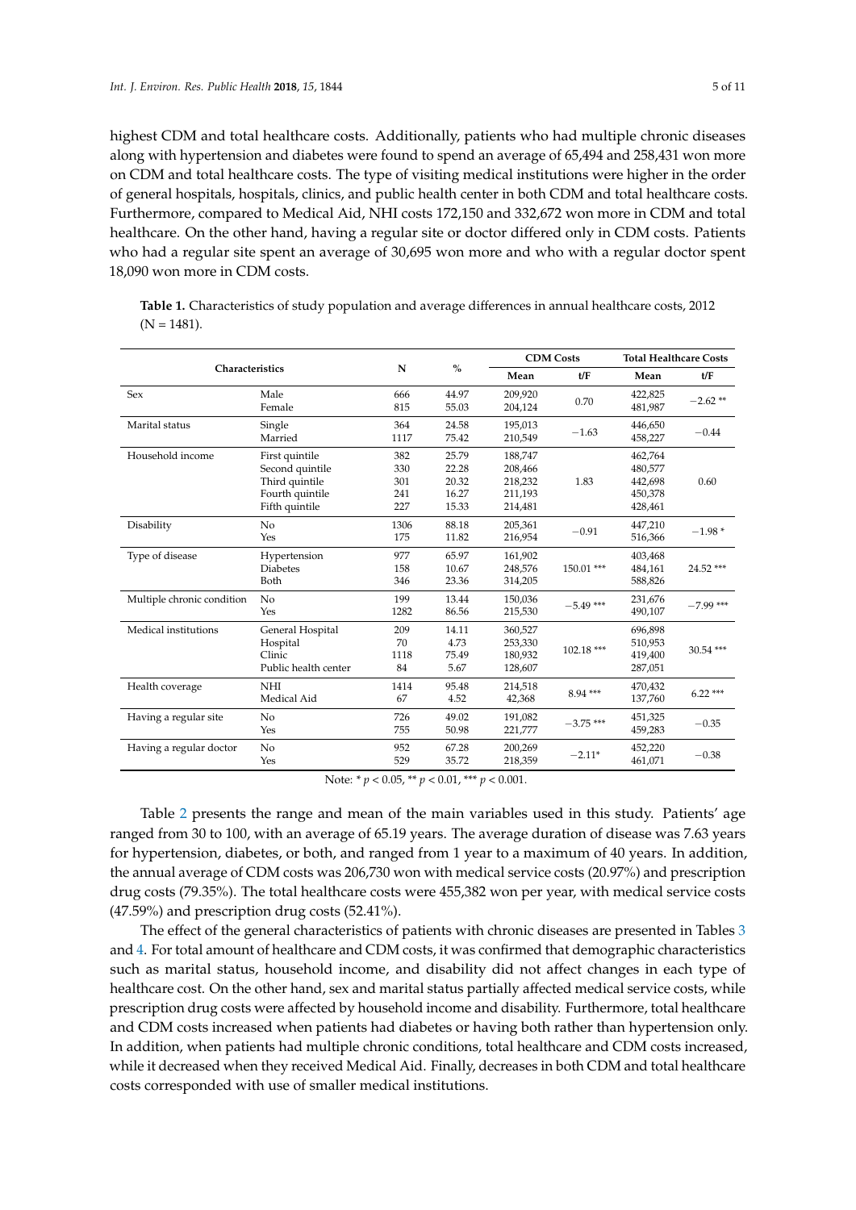highest CDM and total healthcare costs. Additionally, patients who had multiple chronic diseases along with hypertension and diabetes were found to spend an average of 65,494 and 258,431 won more on CDM and total healthcare costs. The type of visiting medical institutions were higher in the order of general hospitals, hospitals, clinics, and public health center in both CDM and total healthcare costs. Furthermore, compared to Medical Aid, NHI costs 172,150 and 332,672 won more in CDM and total healthcare. On the other hand, having a regular site or doctor differed only in CDM costs. Patients who had a regular site spent an average of 30,695 won more and who with a regular doctor spent 18,090 won more in CDM costs.

**Table 1.** Characteristics of study population and average differences in annual healthcare costs, 2012 (N = 1481).

| Characteristics | | N | % | CDM Costs | | Total Healthcare Costs | |
|---|---|---|---|---|---|---|---|
| | | | | Mean | t/F | Mean | t/F |
| Sex | Male | 666 | 44.97 | 209,920 | 0.70 | 422,825 | −2.62 ** |
| | Female | 815 | 55.03 | 204,124 | | 481,987 | |
| Marital status | Single | 364 | 24.58 | 195,013 | −1.63 | 446,650 | −0.44 |
| | Married | 1117 | 75.42 | 210,549 | | 458,227 | |
| Household income | First quintile | 382 | 25.79 | 188,747 | 1.83 | 462,764 | 0.60 |
| | Second quintile | 330 | 22.28 | 208,466 | | 480,577 | |
| | Third quintile | 301 | 20.32 | 218,232 | | 442,698 | |
| | Fourth quintile | 241 | 16.27 | 211,193 | | 450,378 | |
| | Fifth quintile | 227 | 15.33 | 214,481 | | 428,461 | |
| Disability | No | 1306 | 88.18 | 205,361 | −0.91 | 447,210 | −1.98 * |
| | Yes | 175 | 11.82 | 216,954 | | 516,366 | |
| Type of disease | Hypertension | 977 | 65.97 | 161,902 | 150.01 *** | 403,468 | 24.52 *** |
| | Diabetes | 158 | 10.67 | 248,576 | | 484,161 | |
| | Both | 346 | 23.36 | 314,205 | | 588,826 | |
| Multiple chronic condition | No | 199 | 13.44 | 150,036 | −5.49 *** | 231,676 | −7.99 *** |
| | Yes | 1282 | 86.56 | 215,530 | | 490,107 | |
| Medical institutions | General Hospital | 209 | 14.11 | 360,527 | 102.18 *** | 696,898 | 30.54 *** |
| | Hospital | 70 | 4.73 | 253,330 | | 510,953 | |
| | Clinic | 1118 | 75.49 | 180,932 | | 419,400 | |
| | Public health center | 84 | 5.67 | 128,607 | | 287,051 | |
| Health coverage | NHI | 1414 | 95.48 | 214,518 | 8.94 *** | 470,432 | 6.22 *** |
| | Medical Aid | 67 | 4.52 | 42,368 | | 137,760 | |
| Having a regular site | No | 726 | 49.02 | 191,082 | −3.75 *** | 451,325 | −0.35 |
| | Yes | 755 | 50.98 | 221,777 | | 459,283 | |
| Having a regular doctor | No | 952 | 67.28 | 200,269 | −2.11* | 452,220 | −0.38 |
| | Yes | 529 | 35.72 | 218,359 | | 461,071 | |

Note: * $p < 0.05$, ** $p < 0.01$, *** $p < 0.001$.

Table 2 presents the range and mean of the main variables used in this study. Patients' age ranged from 30 to 100, with an average of 65.19 years. The average duration of disease was 7.63 years for hypertension, diabetes, or both, and ranged from 1 year to a maximum of 40 years. In addition, the annual average of CDM costs was 206,730 won with medical service costs (20.97%) and prescription drug costs (79.35%). The total healthcare costs were 455,382 won per year, with medical service costs (47.59%) and prescription drug costs (52.41%).

The effect of the general characteristics of patients with chronic diseases are presented in Tables 3 and 4. For total amount of healthcare and CDM costs, it was confirmed that demographic characteristics such as marital status, household income, and disability did not affect changes in each type of healthcare cost. On the other hand, sex and marital status partially affected medical service costs, while prescription drug costs were affected by household income and disability. Furthermore, total healthcare and CDM costs increased when patients had diabetes or having both rather than hypertension only. In addition, when patients had multiple chronic conditions, total healthcare and CDM costs increased, while it decreased when they received Medical Aid. Finally, decreases in both CDM and total healthcare costs corresponded with use of smaller medical institutions.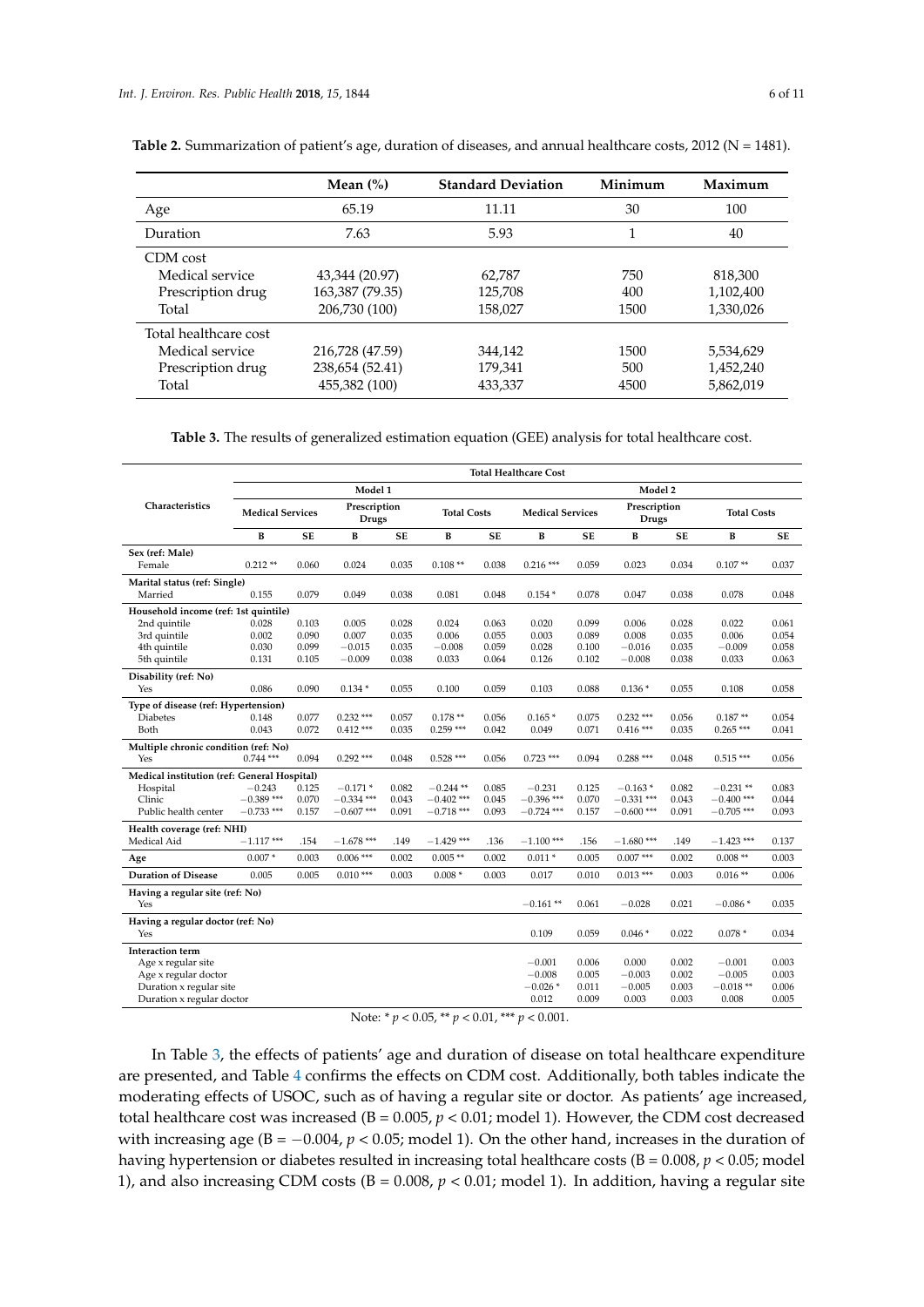**Table 2.** Summarization of patient's age, duration of diseases, and annual healthcare costs, 2012 (N = 1481).

| | Mean (%) | Standard Deviation | Minimum | Maximum |
|---|---|---|---|---|
| Age | 65.19 | 11.11 | 30 | 100 |
| Duration | 7.63 | 5.93 | 1 | 40 |
| CDM cost | | | | |
| Medical service | 43,344 (20.97) | 62,787 | 750 | 818,300 |
| Prescription drug | 163,387 (79.35) | 125,708 | 400 | 1,102,400 |
| Total | 206,730 (100) | 158,027 | 1500 | 1,330,026 |
| Total healthcare cost | | | | |
| Medical service | 216,728 (47.59) | 344,142 | 1500 | 5,534,629 |
| Prescription drug | 238,654 (52.41) | 179,341 | 500 | 1,452,240 |
| Total | 455,382 (100) | 433,337 | 4500 | 5,862,019 |

**Table 3.** The results of generalized estimation equation (GEE) analysis for total healthcare cost.

| Characteristics | Total Healthcare Cost | | | | | | | | | | | |
|---|---|---|---|---|---|---|---|---|---|---|---|---|
| | Model 1 | | | | | | Model 2 | | | | | |
| | Medical Services | | Prescription Drugs | | Total Costs | | Medical Services | | Prescription Drugs | | Total Costs | |
| | B | SE | B | SE | B | SE | B | SE | B | SE | B | SE |
| **Sex (ref: Male)** | | | | | | | | | | | | |
| Female | 0.212 ** | 0.060 | 0.024 | 0.035 | 0.108 ** | 0.038 | 0.216 *** | 0.059 | 0.023 | 0.034 | 0.107 ** | 0.037 |
| **Marital status (ref: Single)** | | | | | | | | | | | | |
| Married | 0.155 | 0.079 | 0.049 | 0.038 | 0.081 | 0.048 | 0.154 * | 0.078 | 0.047 | 0.038 | 0.078 | 0.048 |
| **Household income (ref: 1st quintile)** | | | | | | | | | | | | |
| 2nd quintile | 0.028 | 0.103 | 0.005 | 0.028 | 0.024 | 0.063 | 0.020 | 0.099 | 0.006 | 0.028 | 0.022 | 0.061 |
| 3rd quintile | 0.002 | 0.090 | 0.007 | 0.035 | 0.006 | 0.055 | 0.003 | 0.089 | 0.008 | 0.035 | 0.006 | 0.054 |
| 4th quintile | 0.030 | 0.099 | −0.015 | 0.035 | −0.008 | 0.059 | 0.028 | 0.100 | −0.016 | 0.035 | −0.009 | 0.058 |
| 5th quintile | 0.131 | 0.105 | −0.009 | 0.038 | 0.033 | 0.064 | 0.126 | 0.102 | −0.008 | 0.038 | 0.033 | 0.063 |
| **Disability (ref: No)** | | | | | | | | | | | | |
| Yes | 0.086 | 0.090 | 0.134 * | 0.055 | 0.100 | 0.059 | 0.103 | 0.088 | 0.136 * | 0.055 | 0.108 | 0.058 |
| **Type of disease (ref: Hypertension)** | | | | | | | | | | | | |
| Diabetes | 0.148 | 0.077 | 0.232 *** | 0.057 | 0.178 ** | 0.056 | 0.165 * | 0.075 | 0.232 *** | 0.056 | 0.187 ** | 0.054 |
| Both | 0.043 | 0.072 | 0.412 *** | 0.035 | 0.259 *** | 0.042 | 0.049 | 0.071 | 0.416 *** | 0.035 | 0.265 *** | 0.041 |
| **Multiple chronic condition (ref: No)** | | | | | | | | | | | | |
| Yes | 0.744 *** | 0.094 | 0.292 *** | 0.048 | 0.528 *** | 0.056 | 0.723 *** | 0.094 | 0.288 *** | 0.048 | 0.515 *** | 0.056 |
| **Medical institution (ref: General Hospital)** | | | | | | | | | | | | |
| Hospital | −0.243 | 0.125 | −0.171 * | 0.082 | −0.244 ** | 0.085 | −0.231 | 0.125 | −0.163 * | 0.082 | −0.231 ** | 0.083 |
| Clinic | −0.389 *** | 0.070 | −0.334 *** | 0.043 | −0.402 *** | 0.045 | −0.396 *** | 0.070 | −0.331 *** | 0.043 | −0.400 *** | 0.044 |
| Public health center | −0.733 *** | 0.157 | −0.607 *** | 0.091 | −0.718 *** | 0.093 | −0.724 *** | 0.157 | −0.600 *** | 0.091 | −0.705 *** | 0.093 |
| **Health coverage (ref: NHI)** | | | | | | | | | | | | |
| Medical Aid | −1.117 *** | .154 | −1.678 *** | .149 | −1.429 *** | .136 | −1.100 *** | .156 | −1.680 *** | .149 | −1.423 *** | 0.137 |
| **Age** | 0.007 * | 0.003 | 0.006 *** | 0.002 | 0.005 ** | 0.002 | 0.011 * | 0.005 | 0.007 *** | 0.002 | 0.008 ** | 0.003 |
| **Duration of Disease** | 0.005 | 0.005 | 0.010 *** | 0.003 | 0.008 * | 0.003 | 0.017 | 0.010 | 0.013 *** | 0.003 | 0.016 ** | 0.006 |
| **Having a regular site (ref: No)** | | | | | | | | | | | | |
| Yes | | | | | | | −0.161 ** | 0.061 | −0.028 | 0.021 | −0.086 * | 0.035 |
| **Having a regular doctor (ref: No)** | | | | | | | | | | | | |
| Yes | | | | | | | 0.109 | 0.059 | 0.046 * | 0.022 | 0.078 * | 0.034 |
| **Interaction term** | | | | | | | | | | | | |
| Age x regular site | | | | | | | −0.001 | 0.006 | 0.000 | 0.002 | −0.001 | 0.003 |
| Age x regular doctor | | | | | | | −0.008 | 0.005 | −0.003 | 0.002 | −0.005 | 0.003 |
| Duration x regular site | | | | | | | −0.026 * | 0.011 | −0.005 | 0.003 | −0.018 ** | 0.006 |
| Duration x regular doctor | | | | | | | 0.012 | 0.009 | 0.003 | 0.003 | 0.008 | 0.005 |

Note: * $p < 0.05$, ** $p < 0.01$, *** $p < 0.001$.

In Table 3, the effects of patients' age and duration of disease on total healthcare expenditure are presented, and Table 4 confirms the effects on CDM cost. Additionally, both tables indicate the moderating effects of USOC, such as of having a regular site or doctor. As patients' age increased, total healthcare cost was increased (B = 0.005, $p < 0.01$; model 1). However, the CDM cost decreased with increasing age (B = −0.004, $p < 0.05$; model 1). On the other hand, increases in the duration of having hypertension or diabetes resulted in increasing total healthcare costs (B = 0.008, $p < 0.05$; model 1), and also increasing CDM costs (B = 0.008, $p < 0.01$; model 1). In addition, having a regular site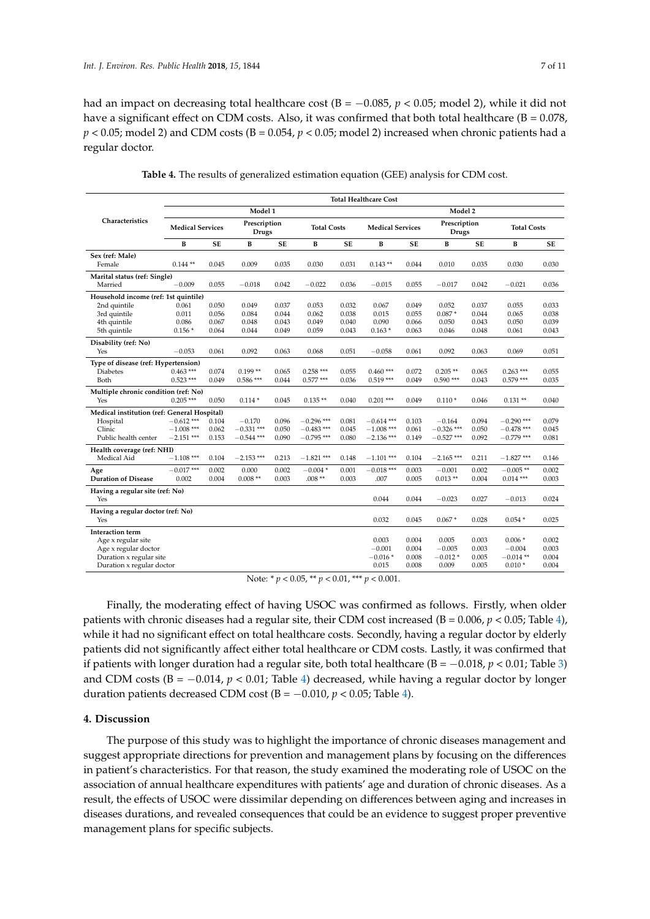had an impact on decreasing total healthcare cost (B = −0.085, $p < 0.05$; model 2), while it did not have a significant effect on CDM costs. Also, it was confirmed that both total healthcare (B = 0.078, $p < 0.05$; model 2) and CDM costs (B = 0.054, $p < 0.05$; model 2) increased when chronic patients had a regular doctor.

**Table 4.** The results of generalized estimation equation (GEE) analysis for CDM cost.

| Characteristics | Total Healthcare Cost | | | | | | | | | | | |
|---|---|---|---|---|---|---|---|---|---|---|---|---|
| | Model 1 | | | | | | Model 2 | | | | | |
| | Medical Services | | Prescription Drugs | | Total Costs | | Medical Services | | Prescription Drugs | | Total Costs | |
| | B | SE | B | SE | B | SE | B | SE | B | SE | B | SE |
| **Sex (ref: Male)** | | | | | | | | | | | | |
| Female | 0.144 ** | 0.045 | 0.009 | 0.035 | 0.030 | 0.031 | 0.143 ** | 0.044 | 0.010 | 0.035 | 0.030 | 0.030 |
| **Marital status (ref: Single)** | | | | | | | | | | | | |
| Married | −0.009 | 0.055 | −0.018 | 0.042 | −0.022 | 0.036 | −0.015 | 0.055 | −0.017 | 0.042 | −0.021 | 0.036 |
| **Household income (ref: 1st quintile)** | | | | | | | | | | | | |
| 2nd quintile | 0.061 | 0.050 | 0.049 | 0.037 | 0.053 | 0.032 | 0.067 | 0.049 | 0.052 | 0.037 | 0.055 | 0.033 |
| 3rd quintile | 0.011 | 0.056 | 0.084 | 0.044 | 0.062 | 0.038 | 0.015 | 0.055 | 0.087 * | 0.044 | 0.065 | 0.038 |
| 4th quintile | 0.086 | 0.067 | 0.048 | 0.043 | 0.049 | 0.040 | 0.090 | 0.066 | 0.050 | 0.043 | 0.050 | 0.039 |
| 5th quintile | 0.156 * | 0.064 | 0.044 | 0.049 | 0.059 | 0.043 | 0.163 * | 0.063 | 0.046 | 0.048 | 0.061 | 0.043 |
| **Disability (ref: No)** | | | | | | | | | | | | |
| Yes | −0.053 | 0.061 | 0.092 | 0.063 | 0.068 | 0.051 | −0.058 | 0.061 | 0.092 | 0.063 | 0.069 | 0.051 |
| **Type of disease (ref: Hypertension)** | | | | | | | | | | | | |
| Diabetes | 0.463 *** | 0.074 | 0.199 ** | 0.065 | 0.258 *** | 0.055 | 0.460 *** | 0.072 | 0.205 ** | 0.065 | 0.263 *** | 0.055 |
| Both | 0.523 *** | 0.049 | 0.586 *** | 0.044 | 0.577 *** | 0.036 | 0.519 *** | 0.049 | 0.590 *** | 0.043 | 0.579 *** | 0.035 |
| **Multiple chronic condition (ref: No)** | | | | | | | | | | | | |
| Yes | 0.205 *** | 0.050 | 0.114 * | 0.045 | 0.135 ** | 0.040 | 0.201 *** | 0.049 | 0.110 * | 0.046 | 0.131 ** | 0.040 |
| **Medical institution (ref: General Hospital)** | | | | | | | | | | | | |
| Hospital | −0.612 *** | 0.104 | −0.170 | 0.096 | −0.296 *** | 0.081 | −0.614 *** | 0.103 | −0.164 | 0.094 | −0.290 *** | 0.079 |
| Clinic | −1.008 *** | 0.062 | −0.331 *** | 0.050 | −0.483 *** | 0.045 | −1.008 *** | 0.061 | −0.326 *** | 0.050 | −0.478 *** | 0.045 |
| Public health center | −2.151 *** | 0.153 | −0.544 *** | 0.090 | −0.795 *** | 0.080 | −2.136 *** | 0.149 | −0.527 *** | 0.092 | −0.779 *** | 0.081 |
| **Health coverage (ref: NHI)** | | | | | | | | | | | | |
| Medical Aid | −1.108 *** | 0.104 | −2.153 *** | 0.213 | −1.821 *** | 0.148 | −1.101 *** | 0.104 | −2.165 *** | 0.211 | −1.827 *** | 0.146 |
| **Age** | −0.017 *** | 0.002 | 0.000 | 0.002 | −0.004 * | 0.001 | −0.018 *** | 0.003 | −0.001 | 0.002 | −0.005 ** | 0.002 |
| **Duration of Disease** | 0.002 | 0.004 | 0.008 ** | 0.003 | .008 ** | 0.003 | .007 | 0.005 | 0.013 ** | 0.004 | 0.014 *** | 0.003 |
| **Having a regular site (ref: No)** | | | | | | | | | | | | |
| Yes | | | | | | | 0.044 | 0.044 | −0.023 | 0.027 | −0.013 | 0.024 |
| **Having a regular doctor (ref: No)** | | | | | | | | | | | | |
| Yes | | | | | | | 0.032 | 0.045 | 0.067 * | 0.028 | 0.054 * | 0.025 |
| **Interaction term** | | | | | | | | | | | | |
| Age x regular site | | | | | | | 0.003 | 0.004 | 0.005 | 0.003 | 0.006 * | 0.002 |
| Age x regular doctor | | | | | | | −0.001 | 0.004 | −0.005 | 0.003 | −0.004 | 0.003 |
| Duration x regular site | | | | | | | −0.016 * | 0.008 | −0.012 * | 0.005 | −0.014 ** | 0.004 |
| Duration x regular doctor | | | | | | | 0.015 | 0.008 | 0.009 | 0.005 | 0.010 * | 0.004 |

Note: * $p < 0.05$, ** $p < 0.01$, *** $p < 0.001$.

Finally, the moderating effect of having USOC was confirmed as follows. Firstly, when older patients with chronic diseases had a regular site, their CDM cost increased (B = 0.006, $p < 0.05$; Table 4), while it had no significant effect on total healthcare costs. Secondly, having a regular doctor by elderly patients did not significantly affect either total healthcare or CDM costs. Lastly, it was confirmed that if patients with longer duration had a regular site, both total healthcare (B = −0.018, $p < 0.01$; Table 3) and CDM costs (B = −0.014, $p < 0.01$; Table 4) decreased, while having a regular doctor by longer duration patients decreased CDM cost (B = −0.010, $p < 0.05$; Table 4).

## 4. Discussion

The purpose of this study was to highlight the importance of chronic diseases management and suggest appropriate directions for prevention and management plans by focusing on the differences in patient's characteristics. For that reason, the study examined the moderating role of USOC on the association of annual healthcare expenditures with patients' age and duration of chronic diseases. As a result, the effects of USOC were dissimilar depending on differences between aging and increases in diseases durations, and revealed consequences that could be an evidence to suggest proper preventive management plans for specific subjects.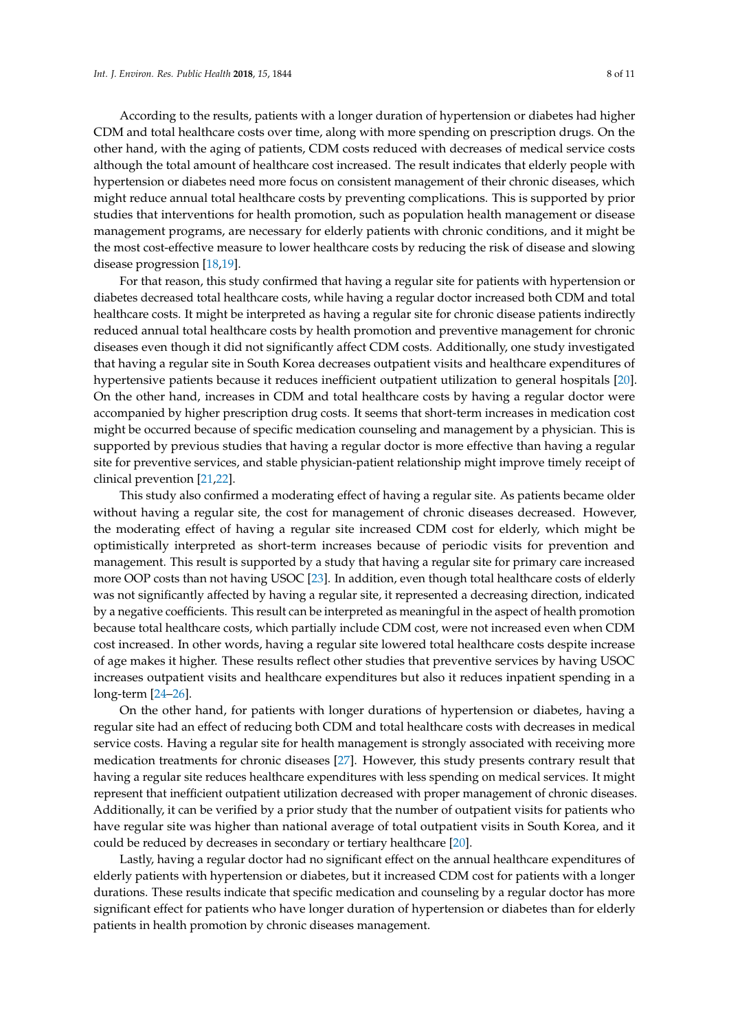According to the results, patients with a longer duration of hypertension or diabetes had higher CDM and total healthcare costs over time, along with more spending on prescription drugs. On the other hand, with the aging of patients, CDM costs reduced with decreases of medical service costs although the total amount of healthcare cost increased. The result indicates that elderly people with hypertension or diabetes need more focus on consistent management of their chronic diseases, which might reduce annual total healthcare costs by preventing complications. This is supported by prior studies that interventions for health promotion, such as population health management or disease management programs, are necessary for elderly patients with chronic conditions, and it might be the most cost-effective measure to lower healthcare costs by reducing the risk of disease and slowing disease progression [18,19].

For that reason, this study confirmed that having a regular site for patients with hypertension or diabetes decreased total healthcare costs, while having a regular doctor increased both CDM and total healthcare costs. It might be interpreted as having a regular site for chronic disease patients indirectly reduced annual total healthcare costs by health promotion and preventive management for chronic diseases even though it did not significantly affect CDM costs. Additionally, one study investigated that having a regular site in South Korea decreases outpatient visits and healthcare expenditures of hypertensive patients because it reduces inefficient outpatient utilization to general hospitals [20]. On the other hand, increases in CDM and total healthcare costs by having a regular doctor were accompanied by higher prescription drug costs. It seems that short-term increases in medication cost might be occurred because of specific medication counseling and management by a physician. This is supported by previous studies that having a regular doctor is more effective than having a regular site for preventive services, and stable physician-patient relationship might improve timely receipt of clinical prevention [21,22].

This study also confirmed a moderating effect of having a regular site. As patients became older without having a regular site, the cost for management of chronic diseases decreased. However, the moderating effect of having a regular site increased CDM cost for elderly, which might be optimistically interpreted as short-term increases because of periodic visits for prevention and management. This result is supported by a study that having a regular site for primary care increased more OOP costs than not having USOC [23]. In addition, even though total healthcare costs of elderly was not significantly affected by having a regular site, it represented a decreasing direction, indicated by a negative coefficients. This result can be interpreted as meaningful in the aspect of health promotion because total healthcare costs, which partially include CDM cost, were not increased even when CDM cost increased. In other words, having a regular site lowered total healthcare costs despite increase of age makes it higher. These results reflect other studies that preventive services by having USOC increases outpatient visits and healthcare expenditures but also it reduces inpatient spending in a long-term [24–26].

On the other hand, for patients with longer durations of hypertension or diabetes, having a regular site had an effect of reducing both CDM and total healthcare costs with decreases in medical service costs. Having a regular site for health management is strongly associated with receiving more medication treatments for chronic diseases [27]. However, this study presents contrary result that having a regular site reduces healthcare expenditures with less spending on medical services. It might represent that inefficient outpatient utilization decreased with proper management of chronic diseases. Additionally, it can be verified by a prior study that the number of outpatient visits for patients who have regular site was higher than national average of total outpatient visits in South Korea, and it could be reduced by decreases in secondary or tertiary healthcare [20].

Lastly, having a regular doctor had no significant effect on the annual healthcare expenditures of elderly patients with hypertension or diabetes, but it increased CDM cost for patients with a longer durations. These results indicate that specific medication and counseling by a regular doctor has more significant effect for patients who have longer duration of hypertension or diabetes than for elderly patients in health promotion by chronic diseases management.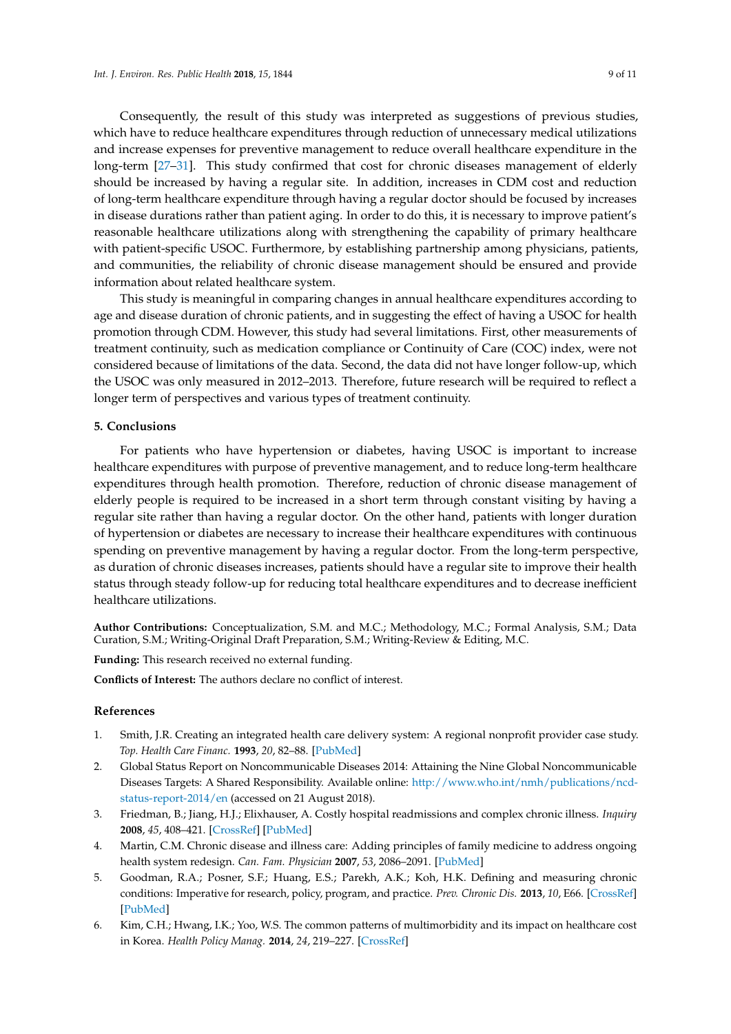Consequently, the result of this study was interpreted as suggestions of previous studies, which have to reduce healthcare expenditures through reduction of unnecessary medical utilizations and increase expenses for preventive management to reduce overall healthcare expenditure in the long-term [27–31]. This study confirmed that cost for chronic diseases management of elderly should be increased by having a regular site. In addition, increases in CDM cost and reduction of long-term healthcare expenditure through having a regular doctor should be focused by increases in disease durations rather than patient aging. In order to do this, it is necessary to improve patient's reasonable healthcare utilizations along with strengthening the capability of primary healthcare with patient-specific USOC. Furthermore, by establishing partnership among physicians, patients, and communities, the reliability of chronic disease management should be ensured and provide information about related healthcare system.

This study is meaningful in comparing changes in annual healthcare expenditures according to age and disease duration of chronic patients, and in suggesting the effect of having a USOC for health promotion through CDM. However, this study had several limitations. First, other measurements of treatment continuity, such as medication compliance or Continuity of Care (COC) index, were not considered because of limitations of the data. Second, the data did not have longer follow-up, which the USOC was only measured in 2012–2013. Therefore, future research will be required to reflect a longer term of perspectives and various types of treatment continuity.

## 5. Conclusions

For patients who have hypertension or diabetes, having USOC is important to increase healthcare expenditures with purpose of preventive management, and to reduce long-term healthcare expenditures through health promotion. Therefore, reduction of chronic disease management of elderly people is required to be increased in a short term through constant visiting by having a regular site rather than having a regular doctor. On the other hand, patients with longer duration of hypertension or diabetes are necessary to increase their healthcare expenditures with continuous spending on preventive management by having a regular doctor. From the long-term perspective, as duration of chronic diseases increases, patients should have a regular site to improve their health status through steady follow-up for reducing total healthcare expenditures and to decrease inefficient healthcare utilizations.

**Author Contributions:** Conceptualization, S.M. and M.C.; Methodology, M.C.; Formal Analysis, S.M.; Data Curation, S.M.; Writing-Original Draft Preparation, S.M.; Writing-Review & Editing, M.C.

**Funding:** This research received no external funding.

**Conflicts of Interest:** The authors declare no conflict of interest.

## References

1. Smith, J.R. Creating an integrated health care delivery system: A regional nonprofit provider case study. *Top. Health Care Financ.* **1993**, *20*, 82–88. [PubMed]
2. Global Status Report on Noncommunicable Diseases 2014: Attaining the Nine Global Noncommunicable Diseases Targets: A Shared Responsibility. Available online: http://www.who.int/nmh/publications/ncd-status-report-2014/en (accessed on 21 August 2018).
3. Friedman, B.; Jiang, H.J.; Elixhauser, A. Costly hospital readmissions and complex chronic illness. *Inquiry* **2008**, *45*, 408–421. [CrossRef] [PubMed]
4. Martin, C.M. Chronic disease and illness care: Adding principles of family medicine to address ongoing health system redesign. *Can. Fam. Physician* **2007**, *53*, 2086–2091. [PubMed]
5. Goodman, R.A.; Posner, S.F.; Huang, E.S.; Parekh, A.K.; Koh, H.K. Defining and measuring chronic conditions: Imperative for research, policy, program, and practice. *Prev. Chronic Dis.* **2013**, *10*, E66. [CrossRef] [PubMed]
6. Kim, C.H.; Hwang, I.K.; Yoo, W.S. The common patterns of multimorbidity and its impact on healthcare cost in Korea. *Health Policy Manag.* **2014**, *24*, 219–227. [CrossRef]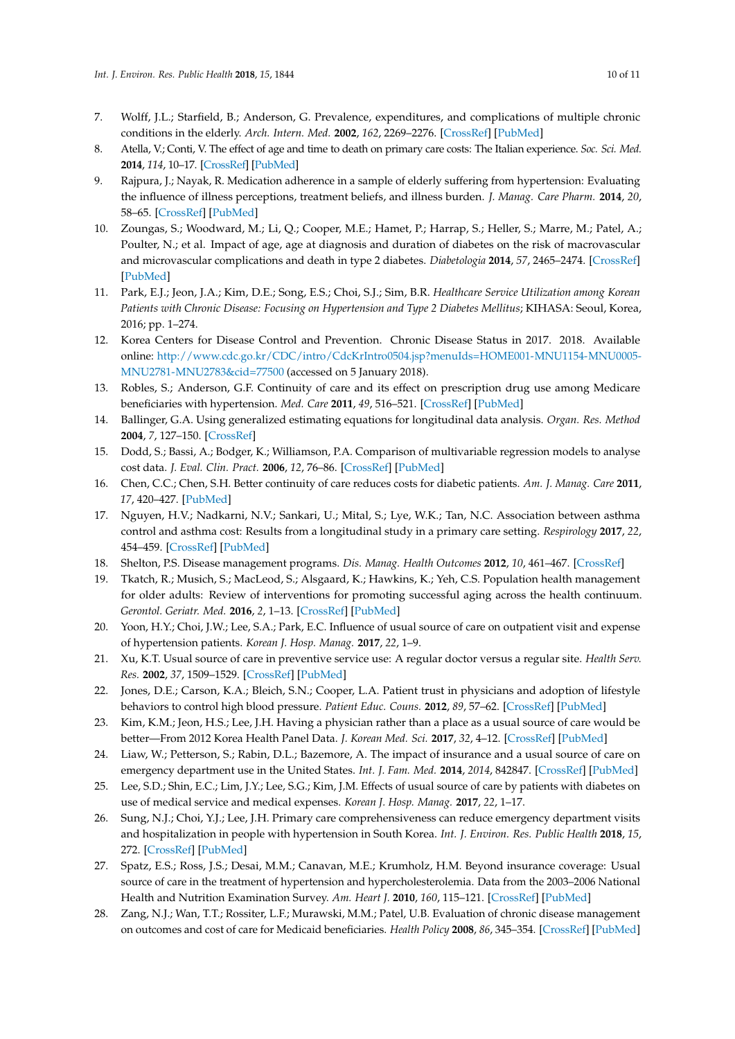7. Wolff, J.L.; Starfield, B.; Anderson, G. Prevalence, expenditures, and complications of multiple chronic conditions in the elderly. *Arch. Intern. Med.* **2002**, *162*, 2269–2276. [CrossRef] [PubMed]
8. Atella, V.; Conti, V. The effect of age and time to death on primary care costs: The Italian experience. *Soc. Sci. Med.* **2014**, *114*, 10–17. [CrossRef] [PubMed]
9. Rajpura, J.; Nayak, R. Medication adherence in a sample of elderly suffering from hypertension: Evaluating the influence of illness perceptions, treatment beliefs, and illness burden. *J. Manag. Care Pharm.* **2014**, *20*, 58–65. [CrossRef] [PubMed]
10. Zoungas, S.; Woodward, M.; Li, Q.; Cooper, M.E.; Hamet, P.; Harrap, S.; Heller, S.; Marre, M.; Patel, A.; Poulter, N.; et al. Impact of age, age at diagnosis and duration of diabetes on the risk of macrovascular and microvascular complications and death in type 2 diabetes. *Diabetologia* **2014**, *57*, 2465–2474. [CrossRef] [PubMed]
11. Park, E.J.; Jeon, J.A.; Kim, D.E.; Song, E.S.; Choi, S.J.; Sim, B.R. *Healthcare Service Utilization among Korean Patients with Chronic Disease: Focusing on Hypertension and Type 2 Diabetes Mellitus*; KIHASA: Seoul, Korea, 2016; pp. 1–274.
12. Korea Centers for Disease Control and Prevention. Chronic Disease Status in 2017. 2018. Available online: http://www.cdc.go.kr/CDC/intro/CdcKrIntro0504.jsp?menuIds=HOME001-MNU1154-MNU0005-MNU2781-MNU2783&cid=77500 (accessed on 5 January 2018).
13. Robles, S.; Anderson, G.F. Continuity of care and its effect on prescription drug use among Medicare beneficiaries with hypertension. *Med. Care* **2011**, *49*, 516–521. [CrossRef] [PubMed]
14. Ballinger, G.A. Using generalized estimating equations for longitudinal data analysis. *Organ. Res. Method* **2004**, *7*, 127–150. [CrossRef]
15. Dodd, S.; Bassi, A.; Bodger, K.; Williamson, P.A. Comparison of multivariable regression models to analyse cost data. *J. Eval. Clin. Pract.* **2006**, *12*, 76–86. [CrossRef] [PubMed]
16. Chen, C.C.; Chen, S.H. Better continuity of care reduces costs for diabetic patients. *Am. J. Manag. Care* **2011**, *17*, 420–427. [PubMed]
17. Nguyen, H.V.; Nadkarni, N.V.; Sankari, U.; Mital, S.; Lye, W.K.; Tan, N.C. Association between asthma control and asthma cost: Results from a longitudinal study in a primary care setting. *Respirology* **2017**, *22*, 454–459. [CrossRef] [PubMed]
18. Shelton, P.S. Disease management programs. *Dis. Manag. Health Outcomes* **2012**, *10*, 461–467. [CrossRef]
19. Tkatch, R.; Musich, S.; MacLeod, S.; Alsgaard, K.; Hawkins, K.; Yeh, C.S. Population health management for older adults: Review of interventions for promoting successful aging across the health continuum. *Gerontol. Geriatr. Med.* **2016**, *2*, 1–13. [CrossRef] [PubMed]
20. Yoon, H.Y.; Choi, J.W.; Lee, S.A.; Park, E.C. Influence of usual source of care on outpatient visit and expense of hypertension patients. *Korean J. Hosp. Manag.* **2017**, *22*, 1–9.
21. Xu, K.T. Usual source of care in preventive service use: A regular doctor versus a regular site. *Health Serv. Res.* **2002**, *37*, 1509–1529. [CrossRef] [PubMed]
22. Jones, D.E.; Carson, K.A.; Bleich, S.N.; Cooper, L.A. Patient trust in physicians and adoption of lifestyle behaviors to control high blood pressure. *Patient Educ. Couns.* **2012**, *89*, 57–62. [CrossRef] [PubMed]
23. Kim, K.M.; Jeon, H.S.; Lee, J.H. Having a physician rather than a place as a usual source of care would be better—From 2012 Korea Health Panel Data. *J. Korean Med. Sci.* **2017**, *32*, 4–12. [CrossRef] [PubMed]
24. Liaw, W.; Petterson, S.; Rabin, D.L.; Bazemore, A. The impact of insurance and a usual source of care on emergency department use in the United States. *Int. J. Fam. Med.* **2014**, *2014*, 842847. [CrossRef] [PubMed]
25. Lee, S.D.; Shin, E.C.; Lim, J.Y.; Lee, S.G.; Kim, J.M. Effects of usual source of care by patients with diabetes on use of medical service and medical expenses. *Korean J. Hosp. Manag.* **2017**, *22*, 1–17.
26. Sung, N.J.; Choi, Y.J.; Lee, J.H. Primary care comprehensiveness can reduce emergency department visits and hospitalization in people with hypertension in South Korea. *Int. J. Environ. Res. Public Health* **2018**, *15*, 272. [CrossRef] [PubMed]
27. Spatz, E.S.; Ross, J.S.; Desai, M.M.; Canavan, M.E.; Krumholz, H.M. Beyond insurance coverage: Usual source of care in the treatment of hypertension and hypercholesterolemia. Data from the 2003–2006 National Health and Nutrition Examination Survey. *Am. Heart J.* **2010**, *160*, 115–121. [CrossRef] [PubMed]
28. Zang, N.J.; Wan, T.T.; Rossiter, L.F.; Murawski, M.M.; Patel, U.B. Evaluation of chronic disease management on outcomes and cost of care for Medicaid beneficiaries. *Health Policy* **2008**, *86*, 345–354. [CrossRef] [PubMed]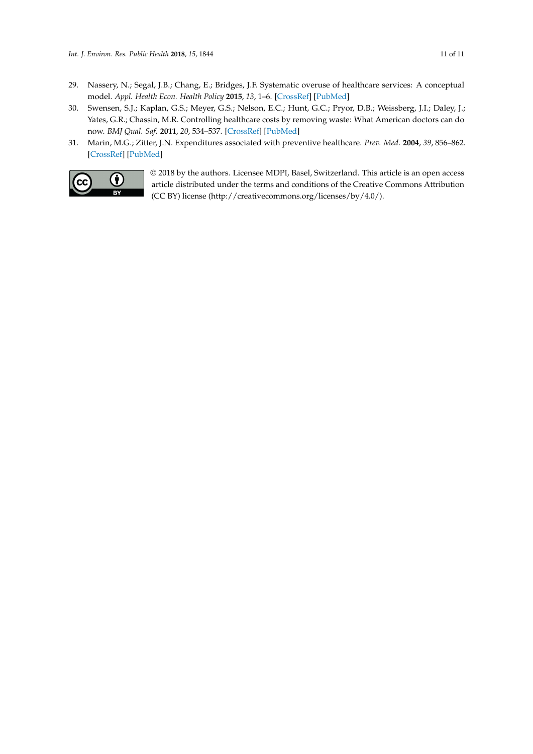29. Nassery, N.; Segal, J.B.; Chang, E.; Bridges, J.F. Systematic overuse of healthcare services: A conceptual model. *Appl. Health Econ. Health Policy* **2015**, *13*, 1–6. [CrossRef] [PubMed]
30. Swensen, S.J.; Kaplan, G.S.; Meyer, G.S.; Nelson, E.C.; Hunt, G.C.; Pryor, D.B.; Weissberg, J.I.; Daley, J.; Yates, G.R.; Chassin, M.R. Controlling healthcare costs by removing waste: What American doctors can do now. *BMJ Qual. Saf.* **2011**, *20*, 534–537. [CrossRef] [PubMed]
31. Marin, M.G.; Zitter, J.N. Expenditures associated with preventive healthcare. *Prev. Med.* **2004**, *39*, 856–862. [CrossRef] [PubMed]

© 2018 by the authors. Licensee MDPI, Basel, Switzerland. This article is an open access article distributed under the terms and conditions of the Creative Commons Attribution (CC BY) license (http://creativecommons.org/licenses/by/4.0/).